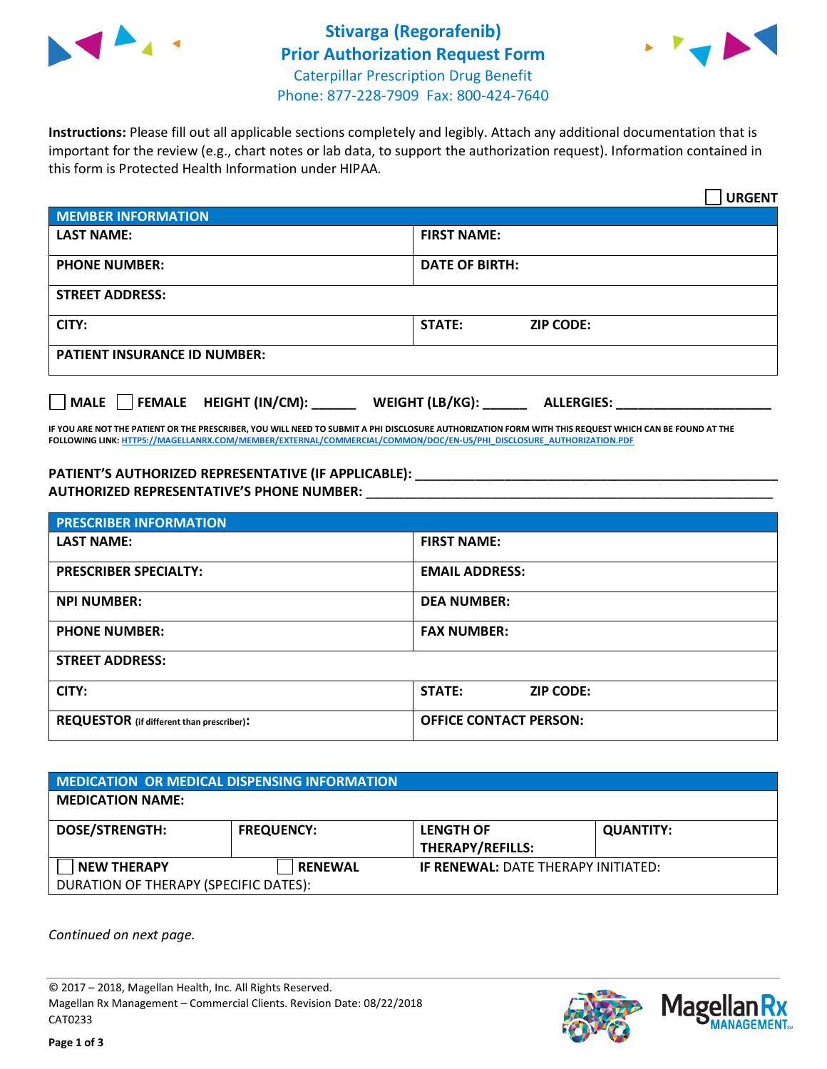# Stivarga (Regorafenib) Prior Authorization Request Form

Caterpillar Prescription Drug Benefit
Phone: 877-228-7909 Fax: 800-424-7640

**Instructions:** Please fill out all applicable sections completely and legibly. Attach any additional documentation that is important for the review (e.g., chart notes or lab data, to support the authorization request). Information contained in this form is Protected Health Information under HIPAA.

☐ **URGENT**

| MEMBER INFORMATION | |
|---|---|
| **LAST NAME:** | **FIRST NAME:** |
| **PHONE NUMBER:** | **DATE OF BIRTH:** |
| **STREET ADDRESS:** | |
| **CITY:** | **STATE:** **ZIP CODE:** |
| **PATIENT INSURANCE ID NUMBER:** | |

☐ **MALE** ☐ **FEMALE** **HEIGHT (IN/CM):** ______ **WEIGHT (LB/KG):** ______ **ALLERGIES:** ____________________

**IF YOU ARE NOT THE PATIENT OR THE PRESCRIBER, YOU WILL NEED TO SUBMIT A PHI DISCLOSURE AUTHORIZATION FORM WITH THIS REQUEST WHICH CAN BE FOUND AT THE FOLLOWING LINK:** HTTPS://MAGELLANRX.COM/MEMBER/EXTERNAL/COMMERCIAL/COMMON/DOC/EN-US/PHI_DISCLOSURE_AUTHORIZATION.PDF

**PATIENT'S AUTHORIZED REPRESENTATIVE (IF APPLICABLE):** ____________________________________________
**AUTHORIZED REPRESENTATIVE'S PHONE NUMBER:** ____________________________________________

| PRESCRIBER INFORMATION | |
|---|---|
| **LAST NAME:** | **FIRST NAME:** |
| **PRESCRIBER SPECIALTY:** | **EMAIL ADDRESS:** |
| **NPI NUMBER:** | **DEA NUMBER:** |
| **PHONE NUMBER:** | **FAX NUMBER:** |
| **STREET ADDRESS:** | |
| **CITY:** | **STATE:** **ZIP CODE:** |
| **REQUESTOR** (if different than prescriber)**:** | **OFFICE CONTACT PERSON:** |

| MEDICATION OR MEDICAL DISPENSING INFORMATION | | | |
|---|---|---|---|
| **MEDICATION NAME:** | | | |
| **DOSE/STRENGTH:** | **FREQUENCY:** | **LENGTH OF THERAPY/REFILLS:** | **QUANTITY:** |
| ☐ **NEW THERAPY** | ☐ **RENEWAL** | **IF RENEWAL:** DATE THERAPY INITIATED: | |
| DURATION OF THERAPY (SPECIFIC DATES): | | | |

*Continued on next page.*

© 2017 – 2018, Magellan Health, Inc. All Rights Reserved.
Magellan Rx Management – Commercial Clients. Revision Date: 08/22/2018
CAT0233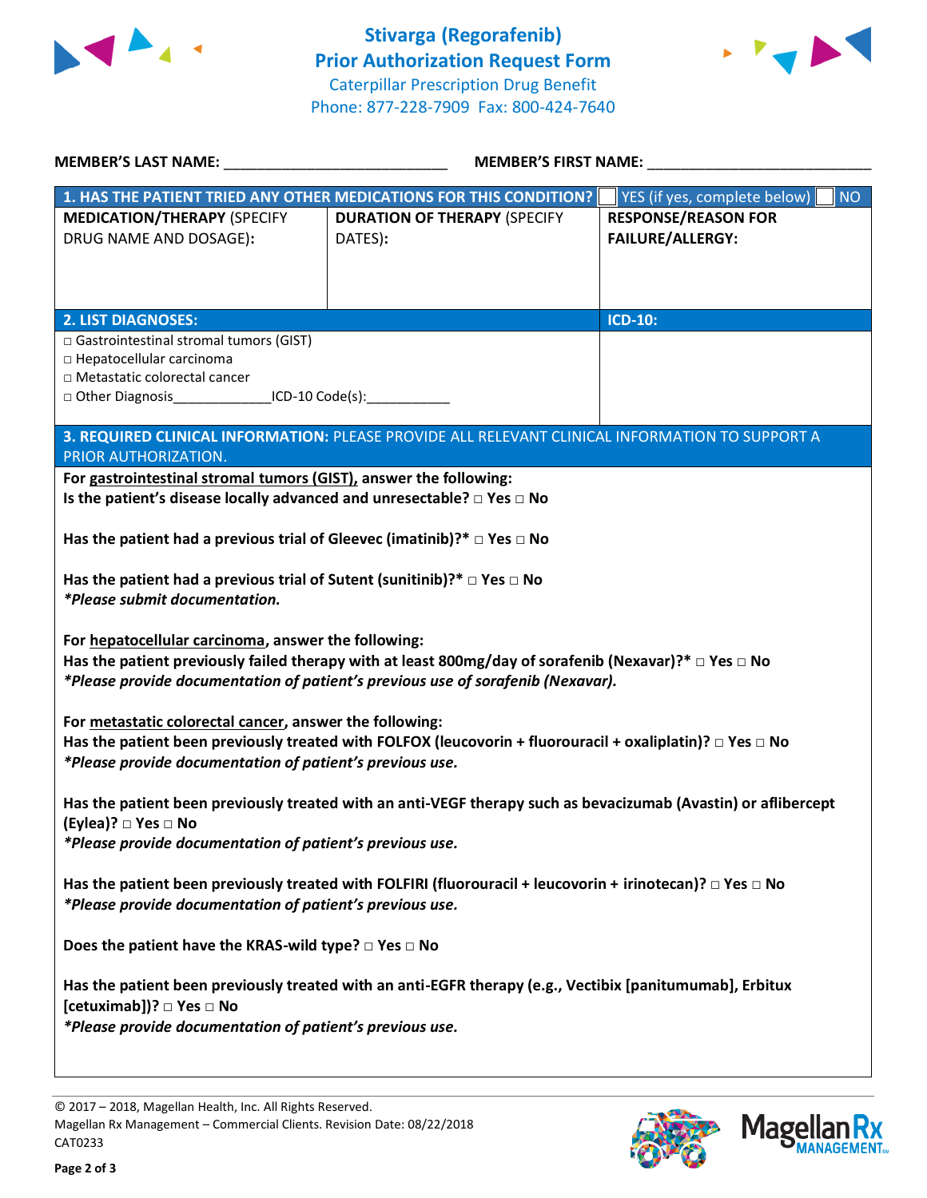# Stivarga (Regorafenib) Prior Authorization Request Form

Caterpillar Prescription Drug Benefit
Phone: 877-228-7909 Fax: 800-424-7640

**MEMBER'S LAST NAME:** ___________________________ **MEMBER'S FIRST NAME:** ___________________________

| **1. HAS THE PATIENT TRIED ANY OTHER MEDICATIONS FOR THIS CONDITION?** | | ☐ YES (if yes, complete below) ☐ NO |
|---|---|---|
| **MEDICATION/THERAPY** (SPECIFY DRUG NAME AND DOSAGE): | **DURATION OF THERAPY** (SPECIFY DATES): | **RESPONSE/REASON FOR FAILURE/ALLERGY:** |
| | | |

| **2. LIST DIAGNOSES:** | **ICD-10:** |
|---|---|
| □ Gastrointestinal stromal tumors (GIST)<br>□ Hepatocellular carcinoma<br>□ Metastatic colorectal cancer<br>□ Other Diagnosis_____________ICD-10 Code(s):___________ | |

**3. REQUIRED CLINICAL INFORMATION:** PLEASE PROVIDE ALL RELEVANT CLINICAL INFORMATION TO SUPPORT A PRIOR AUTHORIZATION.

**For gastrointestinal stromal tumors (GIST), answer the following:**
**Is the patient's disease locally advanced and unresectable? □ Yes □ No**

**Has the patient had a previous trial of Gleevec (imatinib)?\* □ Yes □ No**

**Has the patient had a previous trial of Sutent (sunitinib)?\* □ Yes □ No**
***Please submit documentation.***

**For hepatocellular carcinoma, answer the following:**
**Has the patient previously failed therapy with at least 800mg/day of sorafenib (Nexavar)?\* □ Yes □ No**
***Please provide documentation of patient's previous use of sorafenib (Nexavar).***

**For metastatic colorectal cancer, answer the following:**
**Has the patient been previously treated with FOLFOX (leucovorin + fluorouracil + oxaliplatin)? □ Yes □ No**
***Please provide documentation of patient's previous use.***

**Has the patient been previously treated with an anti-VEGF therapy such as bevacizumab (Avastin) or aflibercept (Eylea)? □ Yes □ No**
***Please provide documentation of patient's previous use.***

**Has the patient been previously treated with FOLFIRI (fluorouracil + leucovorin + irinotecan)? □ Yes □ No**
***Please provide documentation of patient's previous use.***

**Does the patient have the KRAS-wild type? □ Yes □ No**

**Has the patient been previously treated with an anti-EGFR therapy (e.g., Vectibix [panitumumab], Erbitux [cetuximab])? □ Yes □ No**
***Please provide documentation of patient's previous use.***

© 2017 – 2018, Magellan Health, Inc. All Rights Reserved.
Magellan Rx Management – Commercial Clients. Revision Date: 08/22/2018
CAT0233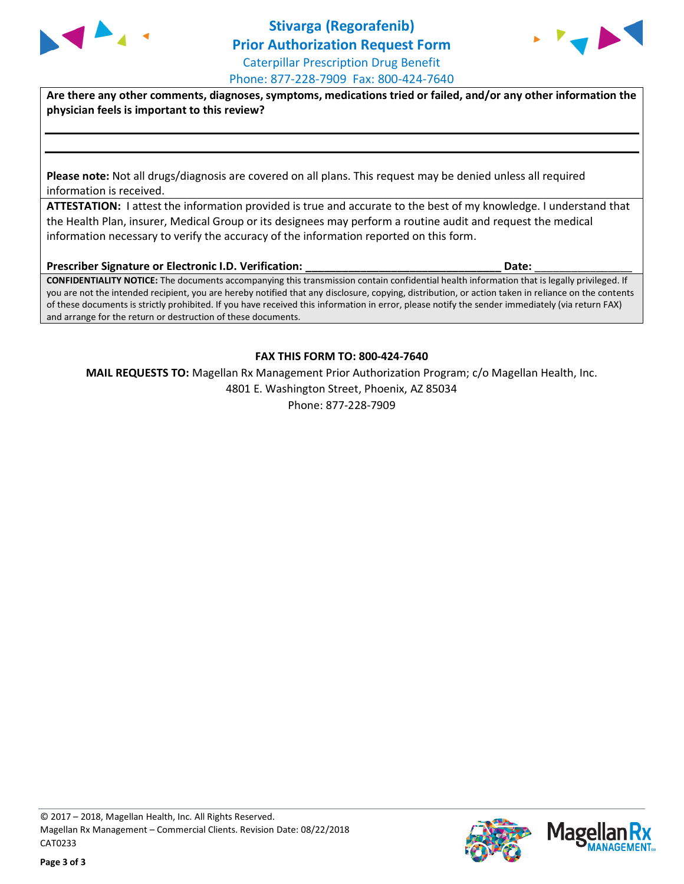**Are there any other comments, diagnoses, symptoms, medications tried or failed, and/or any other information the physician feels is important to this review?**

___________________________________________________________________________________________

___________________________________________________________________________________________

**Please note:** Not all drugs/diagnosis are covered on all plans. This request may be denied unless all required information is received.

**ATTESTATION:** I attest the information provided is true and accurate to the best of my knowledge. I understand that the Health Plan, insurer, Medical Group or its designees may perform a routine audit and request the medical information necessary to verify the accuracy of the information reported on this form.

**Prescriber Signature or Electronic I.D. Verification:** _______________________________ **Date:** _______________

**CONFIDENTIALITY NOTICE:** The documents accompanying this transmission contain confidential health information that is legally privileged. If you are not the intended recipient, you are hereby notified that any disclosure, copying, distribution, or action taken in reliance on the contents of these documents is strictly prohibited. If you have received this information in error, please notify the sender immediately (via return FAX) and arrange for the return or destruction of these documents.

**FAX THIS FORM TO: 800-424-7640**

**MAIL REQUESTS TO:** Magellan Rx Management Prior Authorization Program; c/o Magellan Health, Inc.
4801 E. Washington Street, Phoenix, AZ 85034
Phone: 877-228-7909

© 2017 – 2018, Magellan Health, Inc. All Rights Reserved.
Magellan Rx Management – Commercial Clients. Revision Date: 08/22/2018
CAT0233